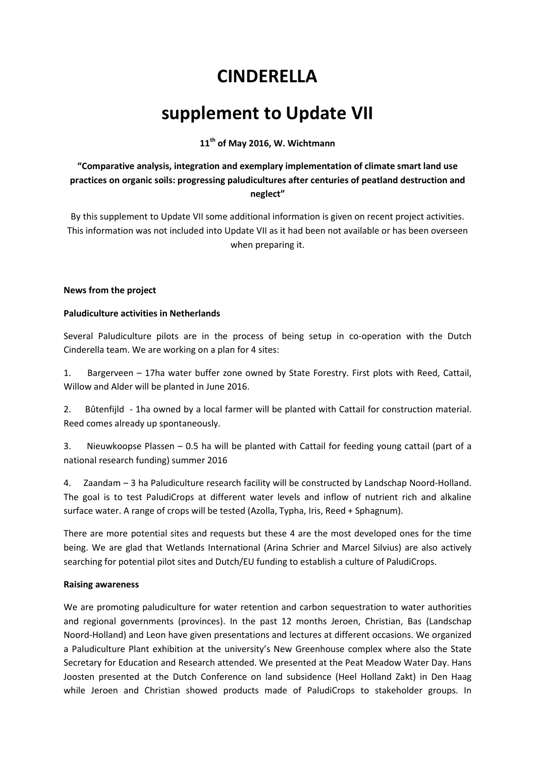# CINDERELLA

# supplement to Update VII

**11th of May 2016, W. Wichtmann**

**"Comparative analysis, integration and exemplary implementation of climate smart land use practices on organic soils: progressing paludicultures after centuries of peatland destruction and neglect"**

By this supplement to Update VII some additional information is given on recent project activities. This information was not included into Update VII as it had been not available or has been overseen when preparing it.

**News from the project**

**Paludiculture activities in Netherlands**

Several Paludiculture pilots are in the process of being setup in co-operation with the Dutch Cinderella team. We are working on a plan for 4 sites:

1. Bargerveen – 17ha water buffer zone owned by State Forestry. First plots with Reed, Cattail, Willow and Alder will be planted in June 2016.
2. Bûtenfijld - 1ha owned by a local farmer will be planted with Cattail for construction material. Reed comes already up spontaneously.
3. Nieuwkoopse Plassen – 0.5 ha will be planted with Cattail for feeding young cattail (part of a national research funding) summer 2016
4. Zaandam – 3 ha Paludiculture research facility will be constructed by Landschap Noord-Holland. The goal is to test PaludiCrops at different water levels and inflow of nutrient rich and alkaline surface water. A range of crops will be tested (Azolla, Typha, Iris, Reed + Sphagnum).

There are more potential sites and requests but these 4 are the most developed ones for the time being. We are glad that Wetlands International (Arina Schrier and Marcel Silvius) are also actively searching for potential pilot sites and Dutch/EU funding to establish a culture of PaludiCrops.

**Raising awareness**

We are promoting paludiculture for water retention and carbon sequestration to water authorities and regional governments (provinces). In the past 12 months Jeroen, Christian, Bas (Landschap Noord-Holland) and Leon have given presentations and lectures at different occasions. We organized a Paludiculture Plant exhibition at the university's New Greenhouse complex where also the State Secretary for Education and Research attended. We presented at the Peat Meadow Water Day. Hans Joosten presented at the Dutch Conference on land subsidence (Heel Holland Zakt) in Den Haag while Jeroen and Christian showed products made of PaludiCrops to stakeholder groups. In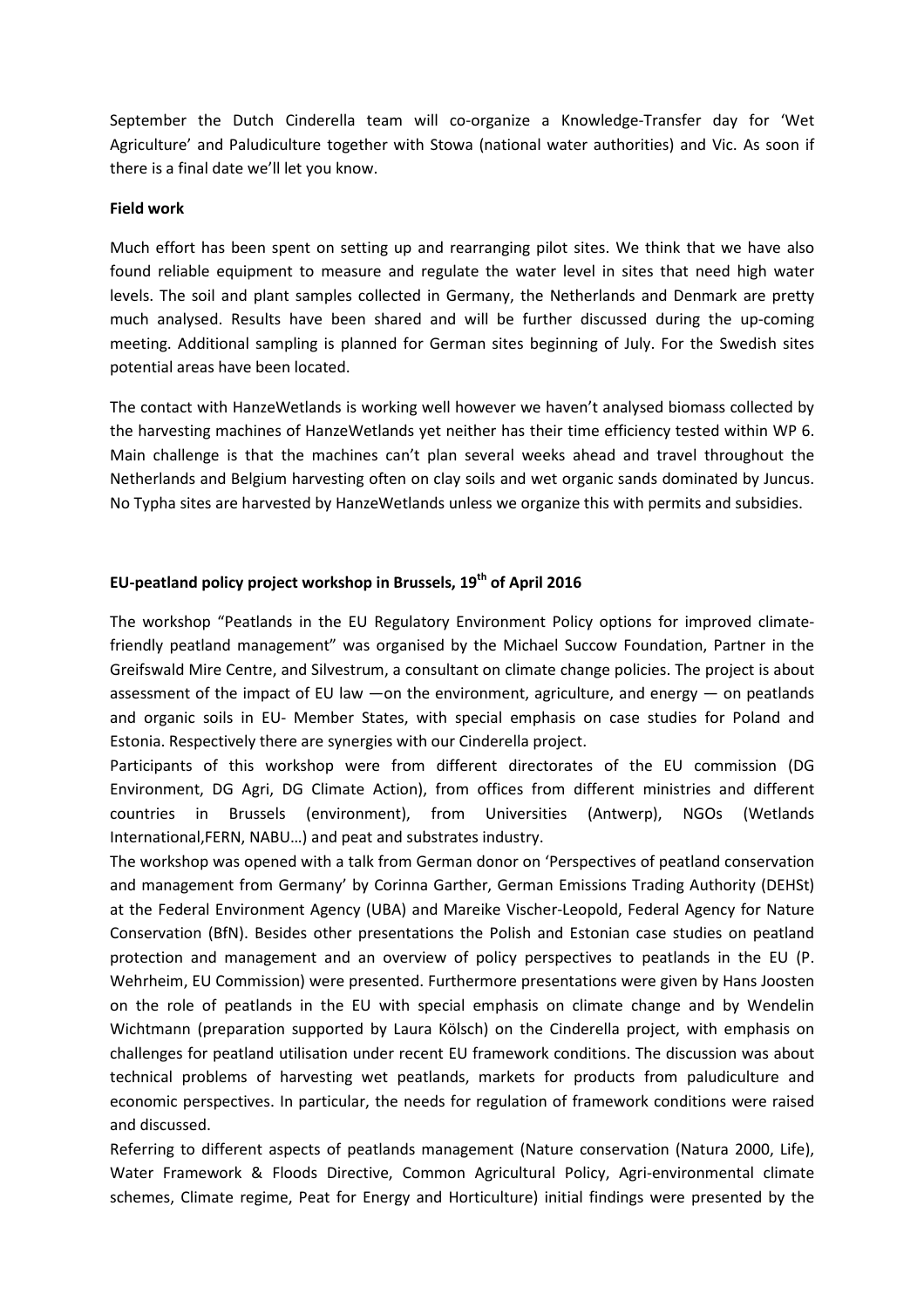September the Dutch Cinderella team will co-organize a Knowledge-Transfer day for 'Wet Agriculture' and Paludiculture together with Stowa (national water authorities) and Vic. As soon if there is a final date we'll let you know.

**Field work**

Much effort has been spent on setting up and rearranging pilot sites. We think that we have also found reliable equipment to measure and regulate the water level in sites that need high water levels. The soil and plant samples collected in Germany, the Netherlands and Denmark are pretty much analysed. Results have been shared and will be further discussed during the up-coming meeting. Additional sampling is planned for German sites beginning of July. For the Swedish sites potential areas have been located.

The contact with HanzeWetlands is working well however we haven't analysed biomass collected by the harvesting machines of HanzeWetlands yet neither has their time efficiency tested within WP 6. Main challenge is that the machines can't plan several weeks ahead and travel throughout the Netherlands and Belgium harvesting often on clay soils and wet organic sands dominated by Juncus. No Typha sites are harvested by HanzeWetlands unless we organize this with permits and subsidies.

**EU-peatland policy project workshop in Brussels, 19th of April 2016**

The workshop "Peatlands in the EU Regulatory Environment Policy options for improved climate-friendly peatland management" was organised by the Michael Succow Foundation, Partner in the Greifswald Mire Centre, and Silvestrum, a consultant on climate change policies. The project is about assessment of the impact of EU law —on the environment, agriculture, and energy — on peatlands and organic soils in EU- Member States, with special emphasis on case studies for Poland and Estonia. Respectively there are synergies with our Cinderella project.

Participants of this workshop were from different directorates of the EU commission (DG Environment, DG Agri, DG Climate Action), from offices from different ministries and different countries in Brussels (environment), from Universities (Antwerp), NGOs (Wetlands International,FERN, NABU…) and peat and substrates industry.

The workshop was opened with a talk from German donor on 'Perspectives of peatland conservation and management from Germany' by Corinna Garther, German Emissions Trading Authority (DEHSt) at the Federal Environment Agency (UBA) and Mareike Vischer-Leopold, Federal Agency for Nature Conservation (BfN). Besides other presentations the Polish and Estonian case studies on peatland protection and management and an overview of policy perspectives to peatlands in the EU (P. Wehrheim, EU Commission) were presented. Furthermore presentations were given by Hans Joosten on the role of peatlands in the EU with special emphasis on climate change and by Wendelin Wichtmann (preparation supported by Laura Kölsch) on the Cinderella project, with emphasis on challenges for peatland utilisation under recent EU framework conditions. The discussion was about technical problems of harvesting wet peatlands, markets for products from paludiculture and economic perspectives. In particular, the needs for regulation of framework conditions were raised and discussed.

Referring to different aspects of peatlands management (Nature conservation (Natura 2000, Life), Water Framework & Floods Directive, Common Agricultural Policy, Agri-environmental climate schemes, Climate regime, Peat for Energy and Horticulture) initial findings were presented by the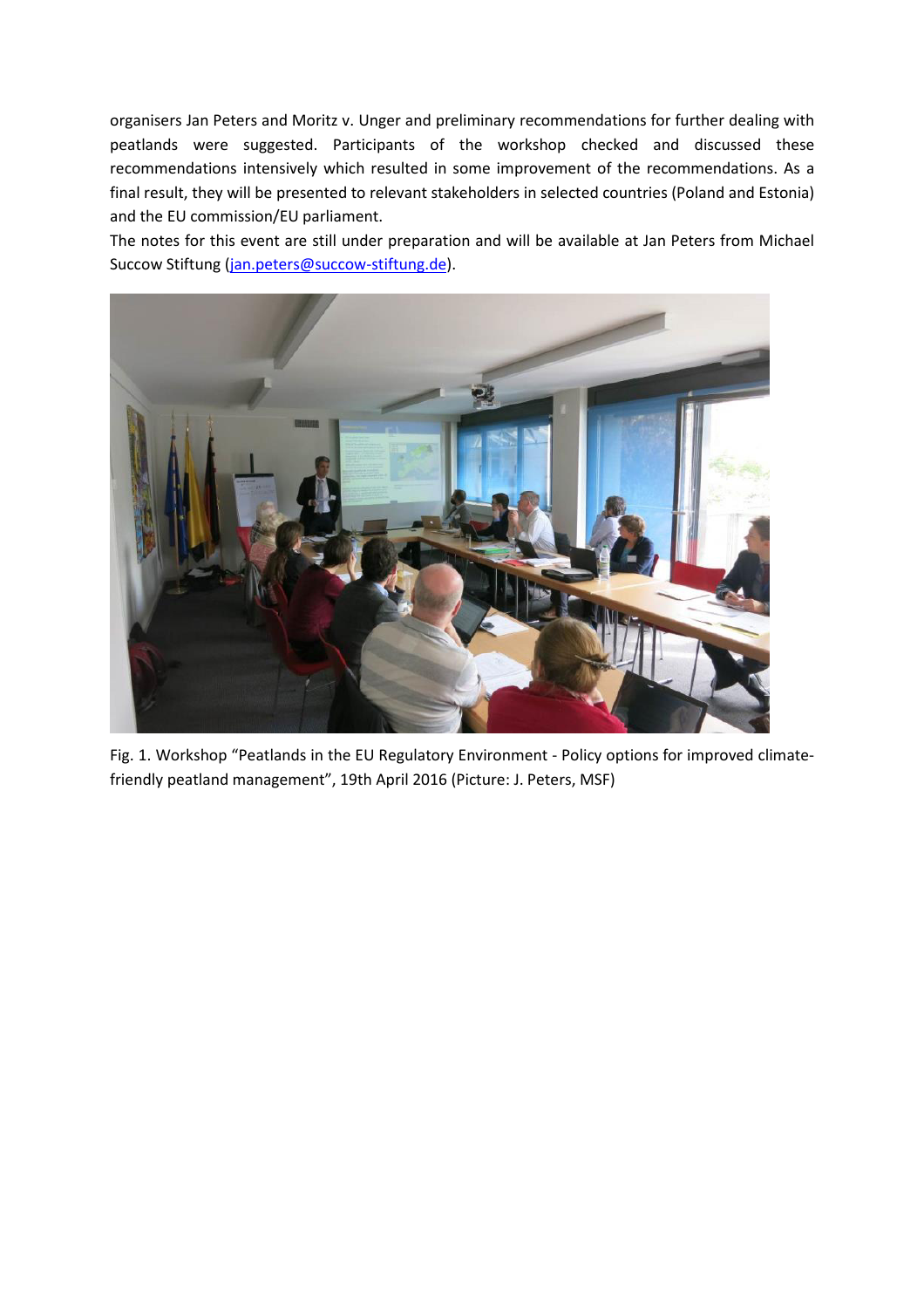organisers Jan Peters and Moritz v. Unger and preliminary recommendations for further dealing with peatlands were suggested. Participants of the workshop checked and discussed these recommendations intensively which resulted in some improvement of the recommendations. As a final result, they will be presented to relevant stakeholders in selected countries (Poland and Estonia) and the EU commission/EU parliament.

The notes for this event are still under preparation and will be available at Jan Peters from Michael Succow Stiftung (jan.peters@succow-stiftung.de).

Fig. 1. Workshop "Peatlands in the EU Regulatory Environment - Policy options for improved climate-friendly peatland management", 19th April 2016 (Picture: J. Peters, MSF)